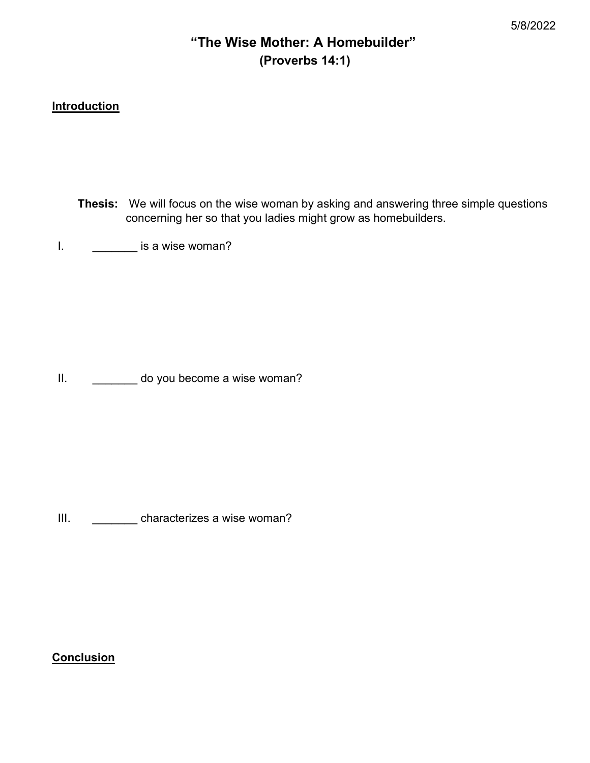5/8/2022

# "The Wise Mother: A Homebuilder"
## (Proverbs 14:1)

**Introduction**

**Thesis:** We will focus on the wise woman by asking and answering three simple questions concerning her so that you ladies might grow as homebuilders.

I. _______ is a wise woman?

II. _______ do you become a wise woman?

III. _______ characterizes a wise woman?

**Conclusion**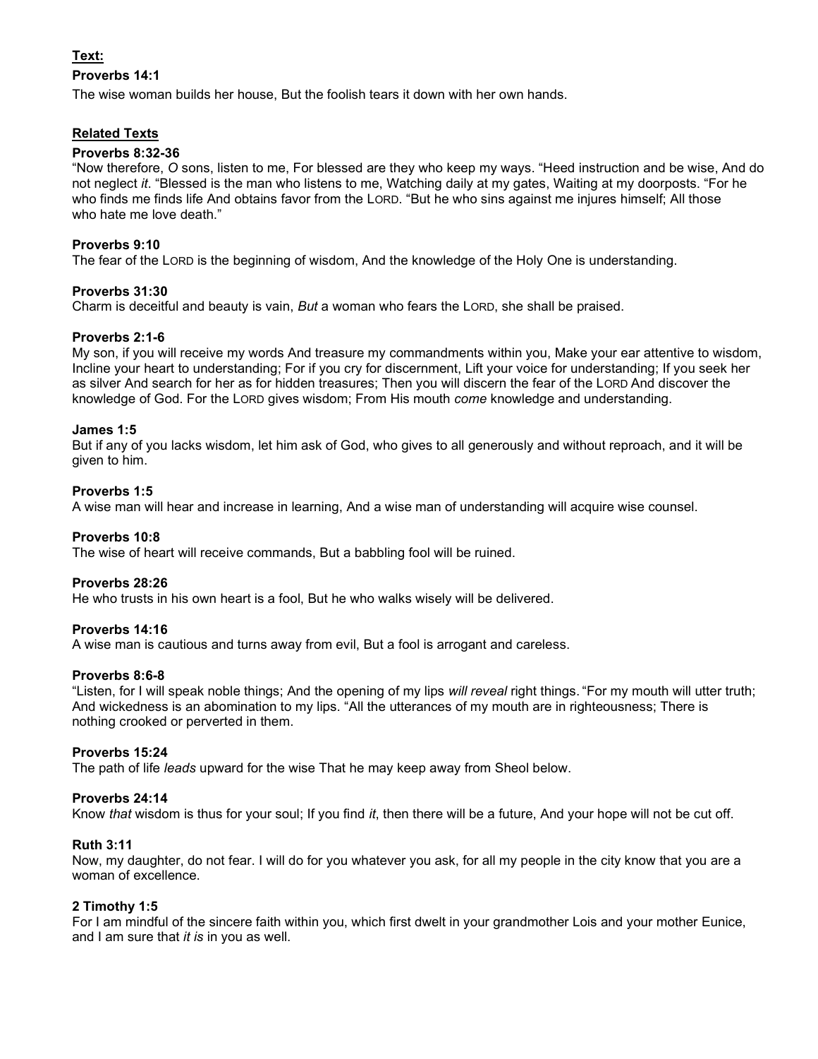**Text:**

**Proverbs 14:1**

The wise woman builds her house, But the foolish tears it down with her own hands.

**Related Texts**

**Proverbs 8:32-36**

“Now therefore, *O* sons, listen to me, For blessed are they who keep my ways. “Heed instruction and be wise, And do not neglect *it*. “Blessed is the man who listens to me, Watching daily at my gates, Waiting at my doorposts. “For he who finds me finds life And obtains favor from the LORD. “But he who sins against me injures himself; All those who hate me love death.”

**Proverbs 9:10**

The fear of the LORD is the beginning of wisdom, And the knowledge of the Holy One is understanding.

**Proverbs 31:30**

Charm is deceitful and beauty is vain, *But* a woman who fears the LORD, she shall be praised.

**Proverbs 2:1-6**

My son, if you will receive my words And treasure my commandments within you, Make your ear attentive to wisdom, Incline your heart to understanding; For if you cry for discernment, Lift your voice for understanding; If you seek her as silver And search for her as for hidden treasures; Then you will discern the fear of the LORD And discover the knowledge of God. For the LORD gives wisdom; From His mouth *come* knowledge and understanding.

**James 1:5**

But if any of you lacks wisdom, let him ask of God, who gives to all generously and without reproach, and it will be given to him.

**Proverbs 1:5**

A wise man will hear and increase in learning, And a wise man of understanding will acquire wise counsel.

**Proverbs 10:8**

The wise of heart will receive commands, But a babbling fool will be ruined.

**Proverbs 28:26**

He who trusts in his own heart is a fool, But he who walks wisely will be delivered.

**Proverbs 14:16**

A wise man is cautious and turns away from evil, But a fool is arrogant and careless.

**Proverbs 8:6-8**

“Listen, for I will speak noble things; And the opening of my lips *will reveal* right things. “For my mouth will utter truth; And wickedness is an abomination to my lips. “All the utterances of my mouth are in righteousness; There is nothing crooked or perverted in them.

**Proverbs 15:24**

The path of life *leads* upward for the wise That he may keep away from Sheol below.

**Proverbs 24:14**

Know *that* wisdom is thus for your soul; If you find *it*, then there will be a future, And your hope will not be cut off.

**Ruth 3:11**

Now, my daughter, do not fear. I will do for you whatever you ask, for all my people in the city know that you are a woman of excellence.

**2 Timothy 1:5**

For I am mindful of the sincere faith within you, which first dwelt in your grandmother Lois and your mother Eunice, and I am sure that *it is* in you as well.